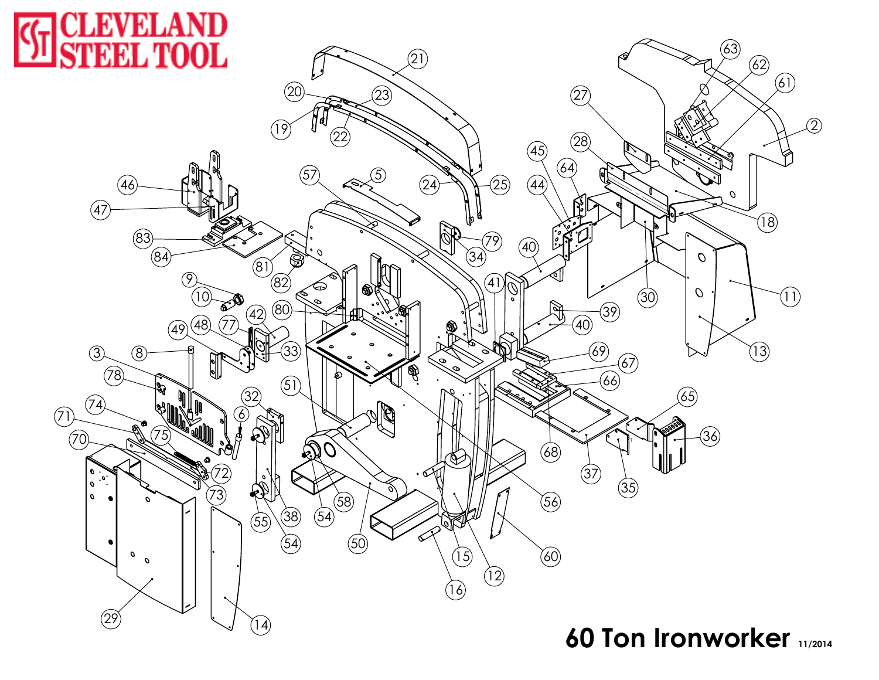# CLEVELAND STEEL TOOL

# 60 Ton Ironworker

11/2014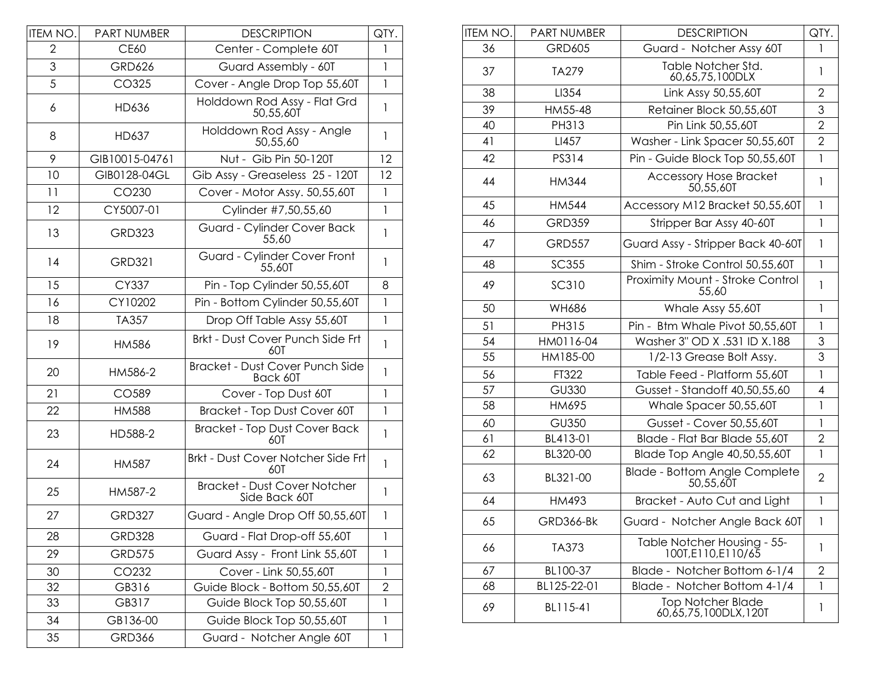| ITEM NO. | PART NUMBER | DESCRIPTION | QTY. |
|---|---|---|---|
| 2 | CE60 | Center - Complete 60T | 1 |
| 3 | GRD626 | Guard Assembly - 60T | 1 |
| 5 | CO325 | Cover - Angle Drop Top 55,60T | 1 |
| 6 | HD636 | Holddown Rod Assy - Flat Grd 50,55,60T | 1 |
| 8 | HD637 | Holddown Rod Assy - Angle 50,55,60 | 1 |
| 9 | GIB10015-04761 | Nut - Gib Pin 50-120T | 12 |
| 10 | GIB0128-04GL | Gib Assy - Greaseless 25 - 120T | 12 |
| 11 | CO230 | Cover - Motor Assy. 50,55,60T | 1 |
| 12 | CY5007-01 | Cylinder #7,50,55,60 | 1 |
| 13 | GRD323 | Guard - Cylinder Cover Back 55,60 | 1 |
| 14 | GRD321 | Guard - Cylinder Cover Front 55,60T | 1 |
| 15 | CY337 | Pin - Top Cylinder 50,55,60T | 8 |
| 16 | CY10202 | Pin - Bottom Cylinder 50,55,60T | 1 |
| 18 | TA357 | Drop Off Table Assy 55,60T | 1 |
| 19 | HM586 | Brkt - Dust Cover Punch Side Frt 60T | 1 |
| 20 | HM586-2 | Bracket - Dust Cover Punch Side Back 60T | 1 |
| 21 | CO589 | Cover - Top Dust 60T | 1 |
| 22 | HM588 | Bracket - Top Dust Cover 60T | 1 |
| 23 | HD588-2 | Bracket - Top Dust Cover Back 60T | 1 |
| 24 | HM587 | Brkt - Dust Cover Notcher Side Frt 60T | 1 |
| 25 | HM587-2 | Bracket - Dust Cover Notcher Side Back 60T | 1 |
| 27 | GRD327 | Guard - Angle Drop Off 50,55,60T | 1 |
| 28 | GRD328 | Guard - Flat Drop-off 55,60T | 1 |
| 29 | GRD575 | Guard Assy - Front Link 55,60T | 1 |
| 30 | CO232 | Cover - Link 50,55,60T | 1 |
| 32 | GB316 | Guide Block - Bottom 50,55,60T | 2 |
| 33 | GB317 | Guide Block Top 50,55,60T | 1 |
| 34 | GB136-00 | Guide Block Top 50,55,60T | 1 |
| 35 | GRD366 | Guard - Notcher Angle 60T | 1 |
| 36 | GRD605 | Guard - Notcher Assy 60T | 1 |
| 37 | TA279 | Table Notcher Std. 60,65,75,100DLX | 1 |
| 38 | LI354 | Link Assy 50,55,60T | 2 |
| 39 | HM55-48 | Retainer Block 50,55,60T | 3 |
| 40 | PH313 | Pin Link 50,55,60T | 2 |
| 41 | LI457 | Washer - Link Spacer 50,55,60T | 2 |
| 42 | PS314 | Pin - Guide Block Top 50,55,60T | 1 |
| 44 | HM344 | Accessory Hose Bracket 50,55,60T | 1 |
| 45 | HM544 | Accessory M12 Bracket 50,55,60T | 1 |
| 46 | GRD359 | Stripper Bar Assy 40-60T | 1 |
| 47 | GRD557 | Guard Assy - Stripper Back 40-60T | 1 |
| 48 | SC355 | Shim - Stroke Control 50,55,60T | 1 |
| 49 | SC310 | Proximity Mount - Stroke Control 55,60 | 1 |
| 50 | WH686 | Whale Assy 55,60T | 1 |
| 51 | PH315 | Pin - Btm Whale Pivot 50,55,60T | 1 |
| 54 | HM0116-04 | Washer 3" OD X .531 ID X.188 | 3 |
| 55 | HM185-00 | 1/2-13 Grease Bolt Assy. | 3 |
| 56 | FT322 | Table Feed - Platform 55,60T | 1 |
| 57 | GU330 | Gusset - Standoff 40,50,55,60 | 4 |
| 58 | HM695 | Whale Spacer 50,55,60T | 1 |
| 60 | GU350 | Gusset - Cover 50,55,60T | 1 |
| 61 | BL413-01 | Blade - Flat Bar Blade 55,60T | 2 |
| 62 | BL320-00 | Blade Top Angle 40,50,55,60T | 1 |
| 63 | BL321-00 | Blade - Bottom Angle Complete 50,55,60T | 2 |
| 64 | HM493 | Bracket - Auto Cut and Light | 1 |
| 65 | GRD366-Bk | Guard - Notcher Angle Back 60T | 1 |
| 66 | TA373 | Table Notcher Housing - 55-100T,E110,E110/65 | 1 |
| 67 | BL100-37 | Blade - Notcher Bottom 6-1/4 | 2 |
| 68 | BL125-22-01 | Blade - Notcher Bottom 4-1/4 | 1 |
| 69 | BL115-41 | Top Notcher Blade 60,65,75,100DLX,120T | 1 |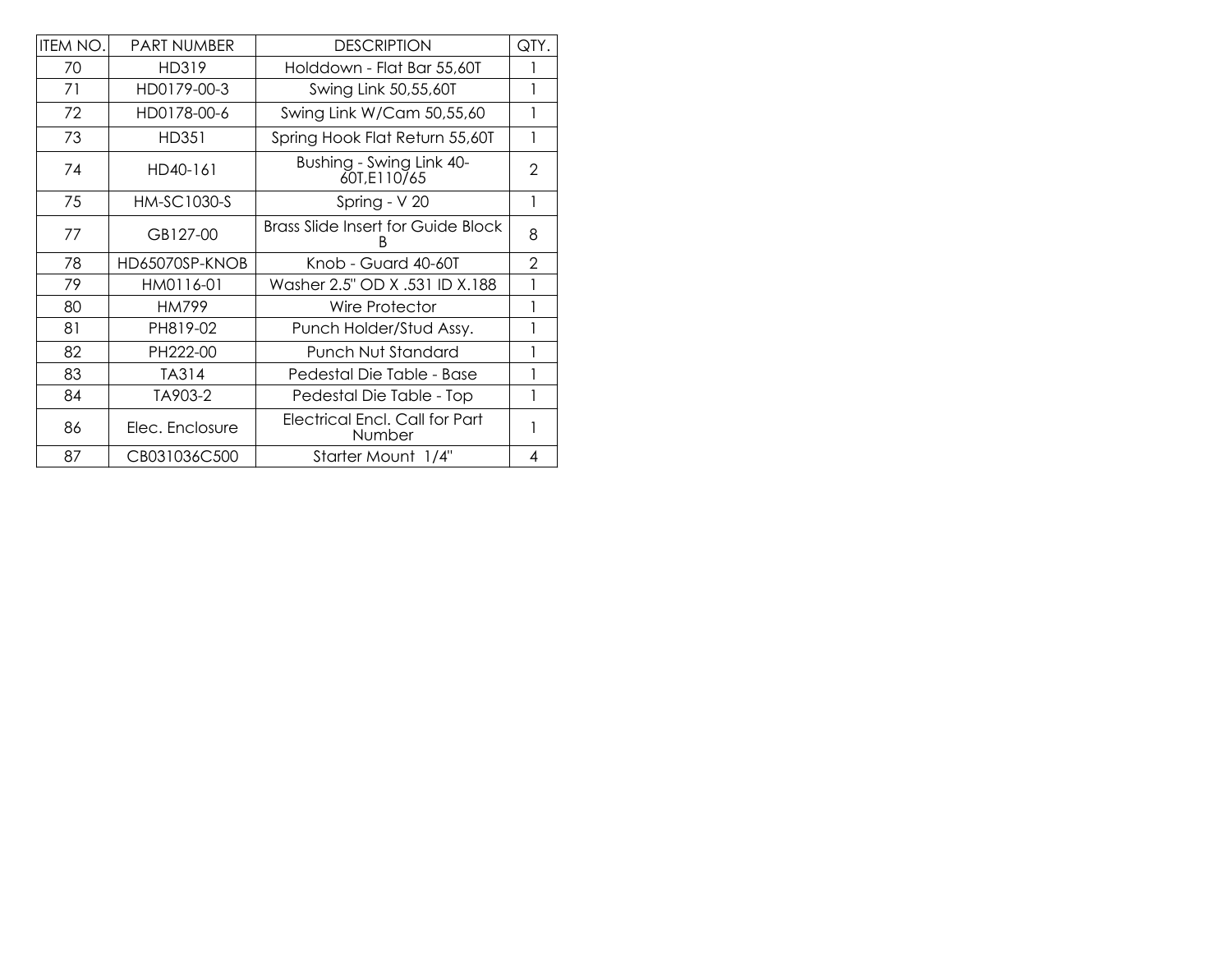| ITEM NO. | PART NUMBER | DESCRIPTION | QTY. |
| --- | --- | --- | --- |
| 70 | HD319 | Holddown - Flat Bar 55,60T | 1 |
| 71 | HD0179-00-3 | Swing Link 50,55,60T | 1 |
| 72 | HD0178-00-6 | Swing Link W/Cam 50,55,60 | 1 |
| 73 | HD351 | Spring Hook Flat Return 55,60T | 1 |
| 74 | HD40-161 | Bushing - Swing Link 40-60T,E110/65 | 2 |
| 75 | HM-SC1030-S | Spring - V 20 | 1 |
| 77 | GB127-00 | Brass Slide Insert for Guide Block B | 8 |
| 78 | HD65070SP-KNOB | Knob - Guard 40-60T | 2 |
| 79 | HM0116-01 | Washer 2.5" OD X .531 ID X.188 | 1 |
| 80 | HM799 | Wire Protector | 1 |
| 81 | PH819-02 | Punch Holder/Stud Assy. | 1 |
| 82 | PH222-00 | Punch Nut Standard | 1 |
| 83 | TA314 | Pedestal Die Table - Base | 1 |
| 84 | TA903-2 | Pedestal Die Table - Top | 1 |
| 86 | Elec. Enclosure | Electrical Encl. Call for Part Number | 1 |
| 87 | CB031036C500 | Starter Mount 1/4" | 4 |